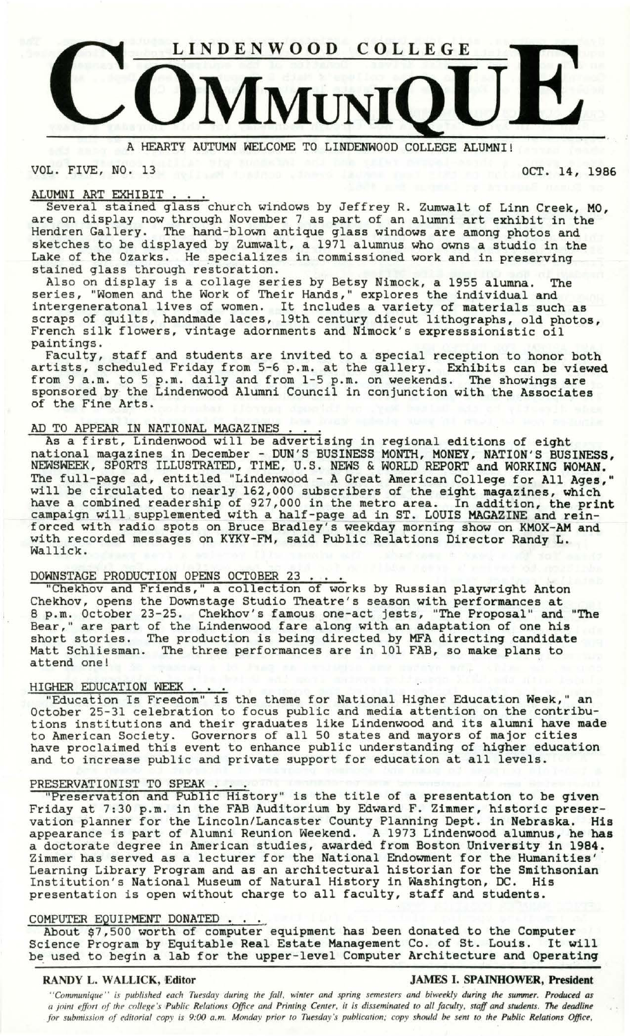# LINDENWOOD COLLEGE COMMUNIQUE

A HEARTY AUTUMN WELCOME TO LINDENWOOD COLLEGE ALUMNI!

VOL. FIVE, NO. 13 — OCT. 14, 1986

## ALUMNI ART EXHIBIT . . .

Several stained glass church windows by Jeffrey R. Zumwalt of Linn Creek, MO, are on display now through November 7 as part of an alumni art exhibit in the Hendren Gallery. The hand-blown antique glass windows are among photos and sketches to be displayed by Zumwalt, a 1971 alumnus who owns a studio in the Lake of the Ozarks. He specializes in commissioned work and in preserving stained glass through restoration.

Also on display is a collage series by Betsy Nimock, a 1955 alumna. The series, "Women and the Work of Their Hands," explores the individual and intergeneratonal lives of women. It includes a variety of materials such as scraps of quilts, handmade laces, 19th century diecut lithographs, old photos, French silk flowers, vintage adornments and Nimock's expresssionistic oil paintings.

Faculty, staff and students are invited to a special reception to honor both artists, scheduled Friday from 5-6 p.m. at the gallery. Exhibits can be viewed from 9 a.m. to 5 p.m. daily and from 1-5 p.m. on weekends. The showings are sponsored by the Lindenwood Alumni Council in conjunction with the Associates of the Fine Arts.

## AD TO APPEAR IN NATIONAL MAGAZINES . . .

As a first, Lindenwood will be advertising in regional editions of eight national magazines in December - DUN'S BUSINESS MONTH, MONEY, NATION'S BUSINESS, NEWSWEEK, SPORTS ILLUSTRATED, TIME, U.S. NEWS & WORLD REPORT and WORKING WOMAN. The full-page ad, entitled "Lindenwood - A Great American College for All Ages," will be circulated to nearly 162,000 subscribers of the eight magazines, which have a combined readership of 927,000 in the metro area. In addition, the print campaign will supplemented with a half-page ad in ST. LOUIS MAGAZINE and reinforced with radio spots on Bruce Bradley's weekday morning show on KMOX-AM and with recorded messages on KYKY-FM, said Public Relations Director Randy L. Wallick.

## DOWNSTAGE PRODUCTION OPENS OCTOBER 23 . . .

"Chekhov and Friends," a collection of works by Russian playwright Anton Chekhov, opens the Downstage Studio Theatre's season with performances at 8 p.m. October 23-25. Chekhov's famous one-act jests, "The Proposal" and "The Bear," are part of the Lindenwood fare along with an adaptation of one his short stories. The production is being directed by MFA directing candidate Matt Schliesman. The three performances are in 101 FAB, so make plans to attend one!

## HIGHER EDUCATION WEEK . . .

"Education Is Freedom" is the theme for National Higher Education Week," an October 25-31 celebration to focus public and media attention on the contributions institutions and their graduates like Lindenwood and its alumni have made to American Society. Governors of all 50 states and mayors of major cities have proclaimed this event to enhance public understanding of higher education and to increase public and private support for education at all levels.

## PRESERVATIONIST TO SPEAK . . .

"Preservation and Public History" is the title of a presentation to be given Friday at 7:30 p.m. in the FAB Auditorium by Edward F. Zimmer, historic preservation planner for the Lincoln/Lancaster County Planning Dept. in Nebraska. His appearance is part of Alumni Reunion Weekend. A 1973 Lindenwood alumnus, he has a doctorate degree in American studies, awarded from Boston University in 1984. Zimmer has served as a lecturer for the National Endowment for the Humanities' Learning Library Program and as an architectural historian for the Smithsonian Institution's National Museum of Natural History in Washington, DC. His presentation is open without charge to all faculty, staff and students.

## COMPUTER EQUIPMENT DONATED . . .

About $7,500 worth of computer equipment has been donated to the Computer Science Program by Equitable Real Estate Management Co. of St. Louis. It will be used to begin a lab for the upper-level Computer Architecture and Operating

**RANDY L. WALLICK, Editor** — **JAMES I. SPAINHOWER, President**

*"Communique" is published each Tuesday during the fall, winter and spring semesters and biweekly during the summer. Produced as a joint effort of the college's Public Relations Office and Printing Center, it is disseminated to all faculty, staff and students. The deadline for submission of editorial copy is 9:00 a.m. Monday prior to Tuesday's publication; copy should be sent to the Public Relations Office,*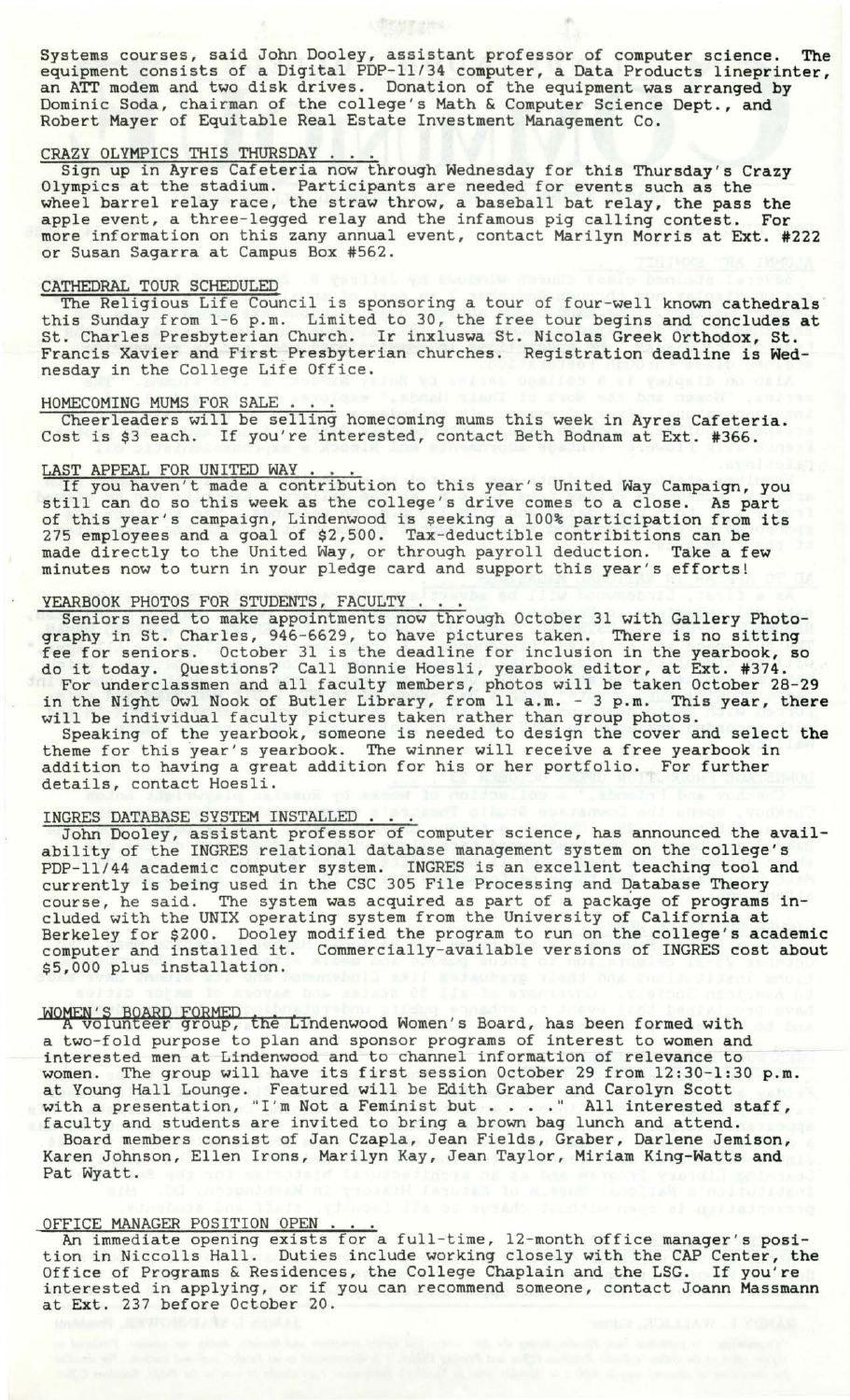Systems courses, said John Dooley, assistant professor of computer science. The equipment consists of a Digital PDP-11/34 computer, a Data Products lineprinter, an ATT modem and two disk drives. Donation of the equipment was arranged by Dominic Soda, chairman of the college's Math & Computer Science Dept., and Robert Mayer of Equitable Real Estate Investment Management Co.

## CRAZY OLYMPICS THIS THURSDAY . . .

Sign up in Ayres Cafeteria now through Wednesday for this Thursday's Crazy Olympics at the stadium. Participants are needed for events such as the wheel barrel relay race, the straw throw, a baseball bat relay, the pass the apple event, a three-legged relay and the infamous pig calling contest. For more information on this zany annual event, contact Marilyn Morris at Ext. #222 or Susan Sagarra at Campus Box #562.

## CATHEDRAL TOUR SCHEDULED

The Religious Life Council is sponsoring a tour of four-well known cathedrals this Sunday from 1-6 p.m. Limited to 30, the free tour begins and concludes at St. Charles Presbyterian Church. Ir inxluswa St. Nicolas Greek Orthodox, St. Francis Xavier and First Presbyterian churches. Registration deadline is Wednesday in the College Life Office.

## HOMECOMING MUMS FOR SALE . . .

Cheerleaders will be selling homecoming mums this week in Ayres Cafeteria. Cost is $3 each. If you're interested, contact Beth Bodnam at Ext. #366.

## LAST APPEAL FOR UNITED WAY . . .

If you haven't made a contribution to this year's United Way Campaign, you still can do so this week as the college's drive comes to a close. As part of this year's campaign, Lindenwood is seeking a 100% participation from its 275 employees and a goal of $2,500. Tax-deductible contributions can be made directly to the United Way, or through payroll deduction. Take a few minutes now to turn in your pledge card and support this year's efforts!

## YEARBOOK PHOTOS FOR STUDENTS, FACULTY . . .

Seniors need to make appointments now through October 31 with Gallery Photography in St. Charles, 946-6629, to have pictures taken. There is no sitting fee for seniors. October 31 is the deadline for inclusion in the yearbook, so do it today. Questions? Call Bonnie Hoesli, yearbook editor, at Ext. #374.

For underclassmen and all faculty members, photos will be taken October 28-29 in the Night Owl Nook of Butler Library, from 11 a.m. - 3 p.m. This year, there will be individual faculty pictures taken rather than group photos.

Speaking of the yearbook, someone is needed to design the cover and select the theme for this year's yearbook. The winner will receive a free yearbook in addition to having a great addition for his or her portfolio. For further details, contact Hoesli.

## INGRES DATABASE SYSTEM INSTALLED . . .

John Dooley, assistant professor of computer science, has announced the availability of the INGRES relational database management system on the college's PDP-11/44 academic computer system. INGRES is an excellent teaching tool and currently is being used in the CSC 305 File Processing and Database Theory course, he said. The system was acquired as part of a package of programs included with the UNIX operating system from the University of California at Berkeley for $200. Dooley modified the program to run on the college's academic computer and installed it. Commercially-available versions of INGRES cost about $5,000 plus installation.

## WOMEN'S BOARD FORMED . . .

A volunteer group, the Lindenwood Women's Board, has been formed with a two-fold purpose to plan and sponsor programs of interest to women and interested men at Lindenwood and to channel information of relevance to women. The group will have its first session October 29 from 12:30-1:30 p.m. at Young Hall Lounge. Featured will be Edith Graber and Carolyn Scott with a presentation, "I'm Not a Feminist but . . . ." All interested staff, faculty and students are invited to bring a brown bag lunch and attend.

Board members consist of Jan Czapla, Jean Fields, Graber, Darlene Jemison, Karen Johnson, Ellen Irons, Marilyn Kay, Jean Taylor, Miriam King-Watts and Pat Wyatt.

## OFFICE MANAGER POSITION OPEN . . .

An immediate opening exists for a full-time, 12-month office manager's position in Niccolls Hall. Duties include working closely with the CAP Center, the Office of Programs & Residences, the College Chaplain and the LSG. If you're interested in applying, or if you can recommend someone, contact Joann Massmann at Ext. 237 before October 20.